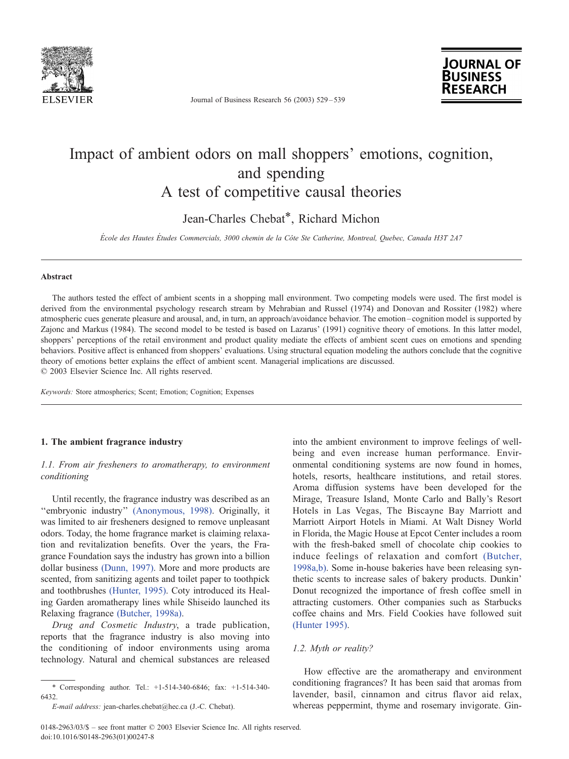# Impact of ambient odors on mall shoppers' emotions, cognition, and spending

## A test of competitive causal theories

Jean-Charles Chebat*, Richard Michon

*École des Hautes Études Commercials, 3000 chemin de la Côte Ste Catherine, Montreal, Quebec, Canada H3T 2A7*

---

### Abstract

The authors tested the effect of ambient scents in a shopping mall environment. Two competing models were used. The first model is derived from the environmental psychology research stream by Mehrabian and Russel (1974) and Donovan and Rossiter (1982) where atmospheric cues generate pleasure and arousal, and, in turn, an approach/avoidance behavior. The emotion–cognition model is supported by Zajonc and Markus (1984). The second model to be tested is based on Lazarus' (1991) cognitive theory of emotions. In this latter model, shoppers' perceptions of the retail environment and product quality mediate the effects of ambient scent cues on emotions and spending behaviors. Positive affect is enhanced from shoppers' evaluations. Using structural equation modeling the authors conclude that the cognitive theory of emotions better explains the effect of ambient scent. Managerial implications are discussed.

© 2003 Elsevier Science Inc. All rights reserved.

*Keywords:* Store atmospherics; Scent; Emotion; Cognition; Expenses

---

## 1. The ambient fragrance industry

### 1.1. From air fresheners to aromatherapy, to environment conditioning

Until recently, the fragrance industry was described as an "embryonic industry" (Anonymous, 1998). Originally, it was limited to air fresheners designed to remove unpleasant odors. Today, the home fragrance market is claiming relaxation and revitalization benefits. Over the years, the Fragrance Foundation says the industry has grown into a billion dollar business (Dunn, 1997). More and more products are scented, from sanitizing agents and toilet paper to toothpick and toothbrushes (Hunter, 1995). Coty introduced its Healing Garden aromatherapy lines while Shiseido launched its Relaxing fragrance (Butcher, 1998a).

*Drug and Cosmetic Industry*, a trade publication, reports that the fragrance industry is also moving into the conditioning of indoor environments using aroma technology. Natural and chemical substances are released into the ambient environment to improve feelings of well-being and even increase human performance. Environmental conditioning systems are now found in homes, hotels, resorts, healthcare institutions, and retail stores. Aroma diffusion systems have been developed for the Mirage, Treasure Island, Monte Carlo and Bally's Resort Hotels in Las Vegas, The Biscayne Bay Marriott and Marriott Airport Hotels in Miami. At Walt Disney World in Florida, the Magic House at Epcot Center includes a room with the fresh-baked smell of chocolate chip cookies to induce feelings of relaxation and comfort (Butcher, 1998a,b). Some in-house bakeries have been releasing synthetic scents to increase sales of bakery products. Dunkin' Donut recognized the importance of fresh coffee smell in attracting customers. Other companies such as Starbucks coffee chains and Mrs. Field Cookies have followed suit (Hunter 1995).

### 1.2. Myth or reality?

How effective are the aromatherapy and environment conditioning fragrances? It has been said that aromas from lavender, basil, cinnamon and citrus flavor aid relax, whereas peppermint, thyme and rosemary invigorate. Gin-

---

\* Corresponding author. Tel.: +1-514-340-6846; fax: +1-514-340-6432.

*E-mail address:* jean-charles.chebat@hec.ca (J.-C. Chebat).

0148-2963/03/$ – see front matter © 2003 Elsevier Science Inc. All rights reserved.
doi:10.1016/S0148-2963(01)00247-8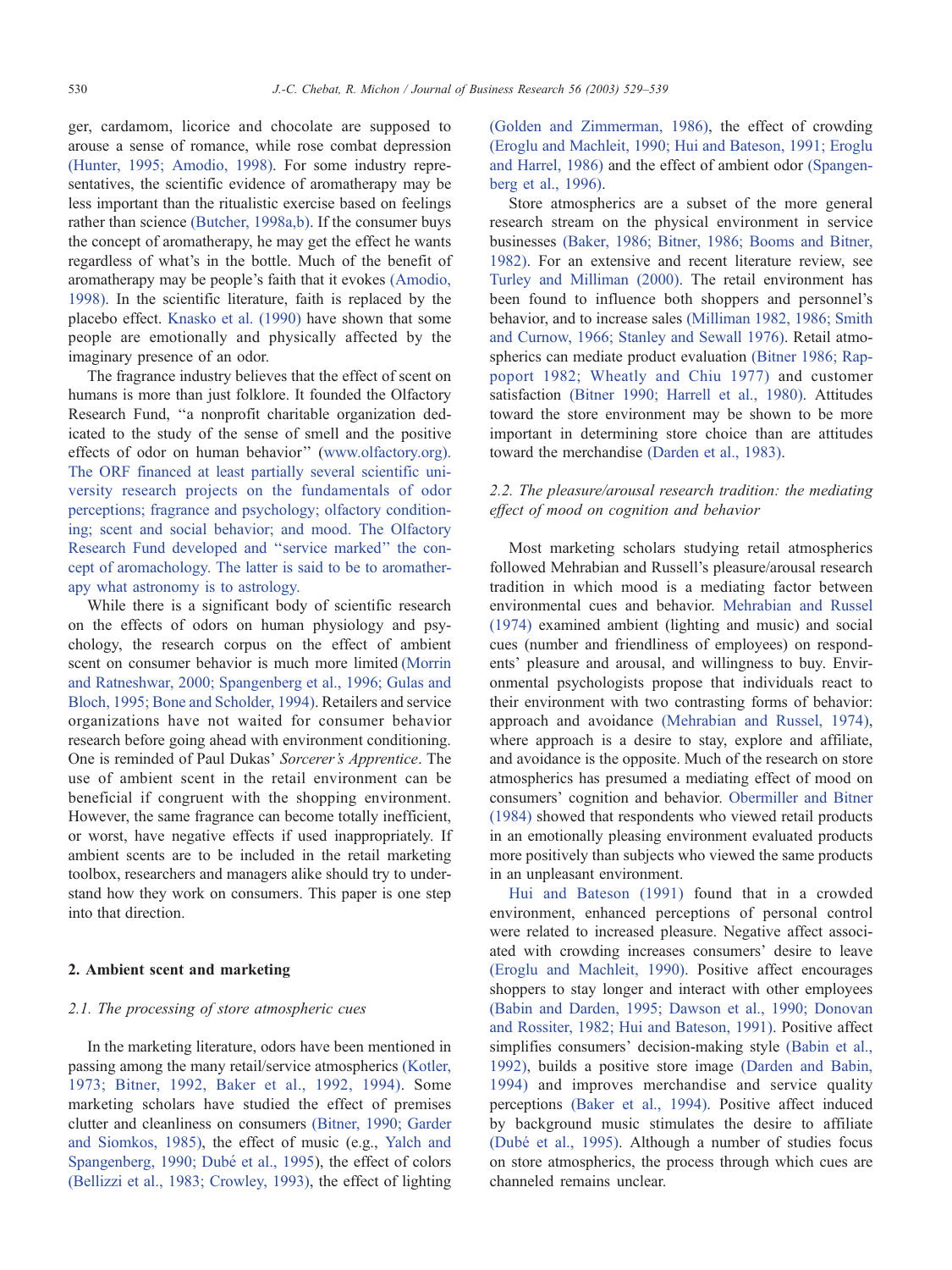ger, cardamom, licorice and chocolate are supposed to arouse a sense of romance, while rose combat depression (Hunter, 1995; Amodio, 1998). For some industry representatives, the scientific evidence of aromatherapy may be less important than the ritualistic exercise based on feelings rather than science (Butcher, 1998a,b). If the consumer buys the concept of aromatherapy, he may get the effect he wants regardless of what's in the bottle. Much of the benefit of aromatherapy may be people's faith that it evokes (Amodio, 1998). In the scientific literature, faith is replaced by the placebo effect. Knasko et al. (1990) have shown that some people are emotionally and physically affected by the imaginary presence of an odor.

The fragrance industry believes that the effect of scent on humans is more than just folklore. It founded the Olfactory Research Fund, "a nonprofit charitable organization dedicated to the study of the sense of smell and the positive effects of odor on human behavior" (www.olfactory.org). The ORF financed at least partially several scientific university research projects on the fundamentals of odor perceptions; fragrance and psychology; olfactory conditioning; scent and social behavior; and mood. The Olfactory Research Fund developed and "service marked" the concept of aromachology. The latter is said to be to aromatherapy what astronomy is to astrology.

While there is a significant body of scientific research on the effects of odors on human physiology and psychology, the research corpus on the effect of ambient scent on consumer behavior is much more limited (Morrin and Ratneshwar, 2000; Spangenberg et al., 1996; Gulas and Bloch, 1995; Bone and Scholder, 1994). Retailers and service organizations have not waited for consumer behavior research before going ahead with environment conditioning. One is reminded of Paul Dukas' *Sorcerer's Apprentice*. The use of ambient scent in the retail environment can be beneficial if congruent with the shopping environment. However, the same fragrance can become totally inefficient, or worst, have negative effects if used inappropriately. If ambient scents are to be included in the retail marketing toolbox, researchers and managers alike should try to understand how they work on consumers. This paper is one step into that direction.

## 2. Ambient scent and marketing

### *2.1. The processing of store atmospheric cues*

In the marketing literature, odors have been mentioned in passing among the many retail/service atmospherics (Kotler, 1973; Bitner, 1992, Baker et al., 1992, 1994). Some marketing scholars have studied the effect of premises clutter and cleanliness on consumers (Bitner, 1990; Garder and Siomkos, 1985), the effect of music (e.g., Yalch and Spangenberg, 1990; Dubé et al., 1995), the effect of colors (Bellizzi et al., 1983; Crowley, 1993), the effect of lighting (Golden and Zimmerman, 1986), the effect of crowding (Eroglu and Machleit, 1990; Hui and Bateson, 1991; Eroglu and Harrel, 1986) and the effect of ambient odor (Spangenberg et al., 1996).

Store atmospherics are a subset of the more general research stream on the physical environment in service businesses (Baker, 1986; Bitner, 1986; Booms and Bitner, 1982). For an extensive and recent literature review, see Turley and Milliman (2000). The retail environment has been found to influence both shoppers and personnel's behavior, and to increase sales (Milliman 1982, 1986; Smith and Curnow, 1966; Stanley and Sewall 1976). Retail atmospherics can mediate product evaluation (Bitner 1986; Rappoport 1982; Wheatly and Chiu 1977) and customer satisfaction (Bitner 1990; Harrell et al., 1980). Attitudes toward the store environment may be shown to be more important in determining store choice than are attitudes toward the merchandise (Darden et al., 1983).

### *2.2. The pleasure/arousal research tradition: the mediating effect of mood on cognition and behavior*

Most marketing scholars studying retail atmospherics followed Mehrabian and Russell's pleasure/arousal research tradition in which mood is a mediating factor between environmental cues and behavior. Mehrabian and Russel (1974) examined ambient (lighting and music) and social cues (number and friendliness of employees) on respondents' pleasure and arousal, and willingness to buy. Environmental psychologists propose that individuals react to their environment with two contrasting forms of behavior: approach and avoidance (Mehrabian and Russel, 1974), where approach is a desire to stay, explore and affiliate, and avoidance is the opposite. Much of the research on store atmospherics has presumed a mediating effect of mood on consumers' cognition and behavior. Obermiller and Bitner (1984) showed that respondents who viewed retail products in an emotionally pleasing environment evaluated products more positively than subjects who viewed the same products in an unpleasant environment.

Hui and Bateson (1991) found that in a crowded environment, enhanced perceptions of personal control were related to increased pleasure. Negative affect associated with crowding increases consumers' desire to leave (Eroglu and Machleit, 1990). Positive affect encourages shoppers to stay longer and interact with other employees (Babin and Darden, 1995; Dawson et al., 1990; Donovan and Rossiter, 1982; Hui and Bateson, 1991). Positive affect simplifies consumers' decision-making style (Babin et al., 1992), builds a positive store image (Darden and Babin, 1994) and improves merchandise and service quality perceptions (Baker et al., 1994). Positive affect induced by background music stimulates the desire to affiliate (Dubé et al., 1995). Although a number of studies focus on store atmospherics, the process through which cues are channeled remains unclear.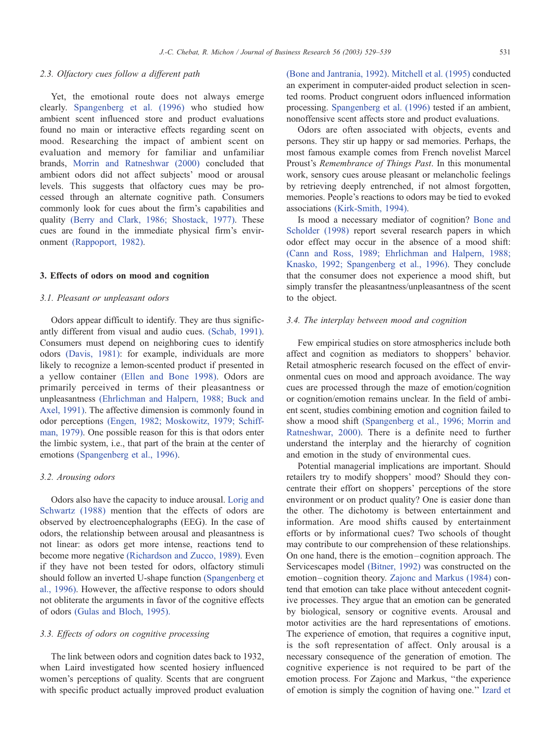### 2.3. Olfactory cues follow a different path

Yet, the emotional route does not always emerge clearly. Spangenberg et al. (1996) who studied how ambient scent influenced store and product evaluations found no main or interactive effects regarding scent on mood. Researching the impact of ambient scent on evaluation and memory for familiar and unfamiliar brands, Morrin and Ratneshwar (2000) concluded that ambient odors did not affect subjects' mood or arousal levels. This suggests that olfactory cues may be processed through an alternate cognitive path. Consumers commonly look for cues about the firm's capabilities and quality (Berry and Clark, 1986; Shostack, 1977). These cues are found in the immediate physical firm's environment (Rappoport, 1982).

## 3. Effects of odors on mood and cognition

### 3.1. Pleasant or unpleasant odors

Odors appear difficult to identify. They are thus significantly different from visual and audio cues. (Schab, 1991). Consumers must depend on neighboring cues to identify odors (Davis, 1981): for example, individuals are more likely to recognize a lemon-scented product if presented in a yellow container (Ellen and Bone 1998). Odors are primarily perceived in terms of their pleasantness or unpleasantness (Ehrlichman and Halpern, 1988; Buck and Axel, 1991). The affective dimension is commonly found in odor perceptions (Engen, 1982; Moskowitz, 1979; Schiffman, 1979). One possible reason for this is that odors enter the limbic system, i.e., that part of the brain at the center of emotions (Spangenberg et al., 1996).

### 3.2. Arousing odors

Odors also have the capacity to induce arousal. Lorig and Schwartz (1988) mention that the effects of odors are observed by electroencephalographs (EEG). In the case of odors, the relationship between arousal and pleasantness is not linear: as odors get more intense, reactions tend to become more negative (Richardson and Zucco, 1989). Even if they have not been tested for odors, olfactory stimuli should follow an inverted U-shape function (Spangenberg et al., 1996). However, the affective response to odors should not obliterate the arguments in favor of the cognitive effects of odors (Gulas and Bloch, 1995).

### 3.3. Effects of odors on cognitive processing

The link between odors and cognition dates back to 1932, when Laird investigated how scented hosiery influenced women's perceptions of quality. Scents that are congruent with specific product actually improved product evaluation (Bone and Jantrania, 1992). Mitchell et al. (1995) conducted an experiment in computer-aided product selection in scented rooms. Product congruent odors influenced information processing. Spangenberg et al. (1996) tested if an ambient, nonoffensive scent affects store and product evaluations.

Odors are often associated with objects, events and persons. They stir up happy or sad memories. Perhaps, the most famous example comes from French novelist Marcel Proust's *Remembrance of Things Past*. In this monumental work, sensory cues arouse pleasant or melancholic feelings by retrieving deeply entrenched, if not almost forgotten, memories. People's reactions to odors may be tied to evoked associations (Kirk-Smith, 1994).

Is mood a necessary mediator of cognition? Bone and Scholder (1998) report several research papers in which odor effect may occur in the absence of a mood shift: (Cann and Ross, 1989; Ehrlichman and Halpern, 1988; Knasko, 1992; Spangenberg et al., 1996). They conclude that the consumer does not experience a mood shift, but simply transfer the pleasantness/unpleasantness of the scent to the object.

### 3.4. The interplay between mood and cognition

Few empirical studies on store atmospherics include both affect and cognition as mediators to shoppers' behavior. Retail atmospheric research focused on the effect of environmental cues on mood and approach avoidance. The way cues are processed through the maze of emotion/cognition or cognition/emotion remains unclear. In the field of ambient scent, studies combining emotion and cognition failed to show a mood shift (Spangenberg et al., 1996; Morrin and Ratneshwar, 2000). There is a definite need to further understand the interplay and the hierarchy of cognition and emotion in the study of environmental cues.

Potential managerial implications are important. Should retailers try to modify shoppers' mood? Should they concentrate their effort on shoppers' perceptions of the store environment or on product quality? One is easier done than the other. The dichotomy is between entertainment and information. Are mood shifts caused by entertainment efforts or by informational cues? Two schools of thought may contribute to our comprehension of these relationships. On one hand, there is the emotion–cognition approach. The Servicescapes model (Bitner, 1992) was constructed on the emotion–cognition theory. Zajonc and Markus (1984) contend that emotion can take place without antecedent cognitive processes. They argue that an emotion can be generated by biological, sensory or cognitive events. Arousal and motor activities are the hard representations of emotions. The experience of emotion, that requires a cognitive input, is the soft representation of affect. Only arousal is a necessary consequence of the generation of emotion. The cognitive experience is not required to be part of the emotion process. For Zajonc and Markus, "the experience of emotion is simply the cognition of having one." Izard et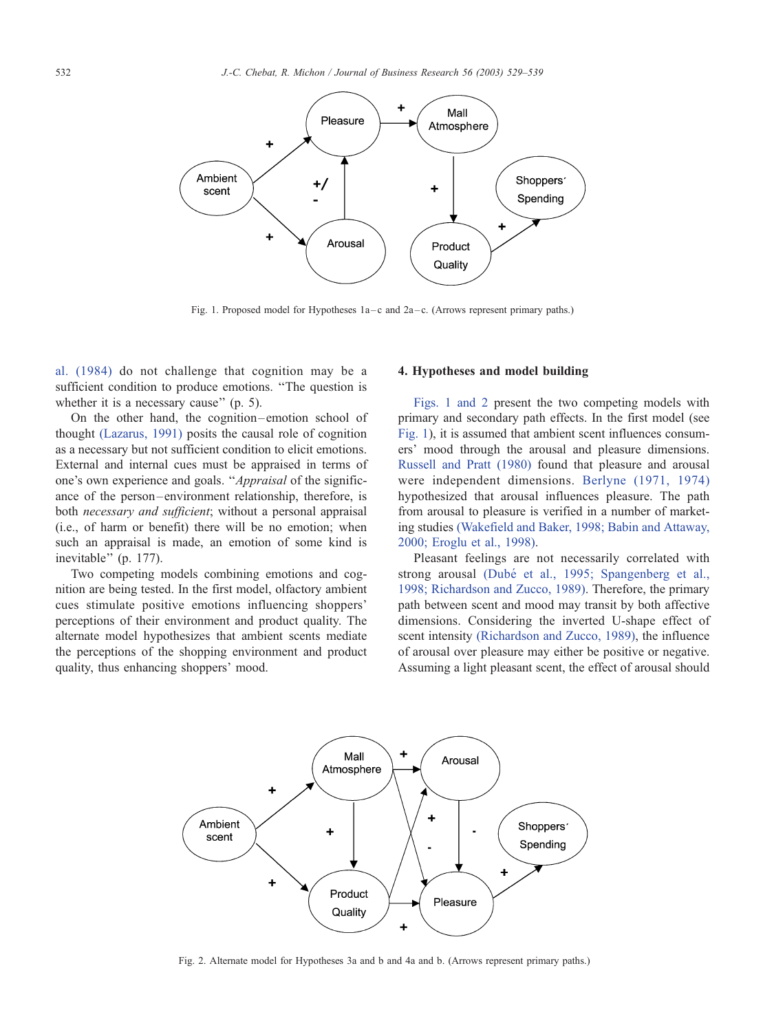Fig. 1. Proposed model for Hypotheses 1a–c and 2a–c. (Arrows represent primary paths.)

al. (1984) do not challenge that cognition may be a sufficient condition to produce emotions. "The question is whether it is a necessary cause" (p. 5).

On the other hand, the cognition–emotion school of thought (Lazarus, 1991) posits the causal role of cognition as a necessary but not sufficient condition to elicit emotions. External and internal cues must be appraised in terms of one's own experience and goals. "*Appraisal* of the significance of the person–environment relationship, therefore, is both *necessary and sufficient*; without a personal appraisal (i.e., of harm or benefit) there will be no emotion; when such an appraisal is made, an emotion of some kind is inevitable" (p. 177).

Two competing models combining emotions and cognition are being tested. In the first model, olfactory ambient cues stimulate positive emotions influencing shoppers' perceptions of their environment and product quality. The alternate model hypothesizes that ambient scents mediate the perceptions of the shopping environment and product quality, thus enhancing shoppers' mood.

## 4. Hypotheses and model building

Figs. 1 and 2 present the two competing models with primary and secondary path effects. In the first model (see Fig. 1), it is assumed that ambient scent influences consumers' mood through the arousal and pleasure dimensions. Russell and Pratt (1980) found that pleasure and arousal were independent dimensions. Berlyne (1971, 1974) hypothesized that arousal influences pleasure. The path from arousal to pleasure is verified in a number of marketing studies (Wakefield and Baker, 1998; Babin and Attaway, 2000; Eroglu et al., 1998).

Pleasant feelings are not necessarily correlated with strong arousal (Dubé et al., 1995; Spangenberg et al., 1998; Richardson and Zucco, 1989). Therefore, the primary path between scent and mood may transit by both affective dimensions. Considering the inverted U-shape effect of scent intensity (Richardson and Zucco, 1989), the influence of arousal over pleasure may either be positive or negative. Assuming a light pleasant scent, the effect of arousal should

Fig. 2. Alternate model for Hypotheses 3a and b and 4a and b. (Arrows represent primary paths.)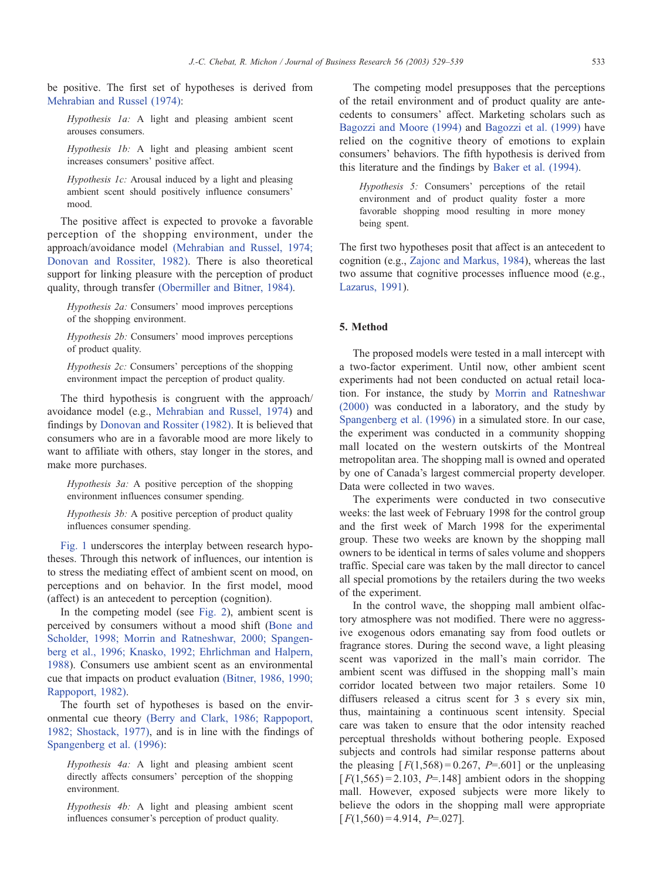be positive. The first set of hypotheses is derived from Mehrabian and Russel (1974):

> *Hypothesis 1a:* A light and pleasing ambient scent arouses consumers.
>
> *Hypothesis 1b:* A light and pleasing ambient scent increases consumers' positive affect.
>
> *Hypothesis 1c:* Arousal induced by a light and pleasing ambient scent should positively influence consumers' mood.

The positive affect is expected to provoke a favorable perception of the shopping environment, under the approach/avoidance model (Mehrabian and Russel, 1974; Donovan and Rossiter, 1982). There is also theoretical support for linking pleasure with the perception of product quality, through transfer (Obermiller and Bitner, 1984).

> *Hypothesis 2a:* Consumers' mood improves perceptions of the shopping environment.
>
> *Hypothesis 2b:* Consumers' mood improves perceptions of product quality.
>
> *Hypothesis 2c:* Consumers' perceptions of the shopping environment impact the perception of product quality.

The third hypothesis is congruent with the approach/avoidance model (e.g., Mehrabian and Russel, 1974) and findings by Donovan and Rossiter (1982). It is believed that consumers who are in a favorable mood are more likely to want to affiliate with others, stay longer in the stores, and make more purchases.

> *Hypothesis 3a:* A positive perception of the shopping environment influences consumer spending.
>
> *Hypothesis 3b:* A positive perception of product quality influences consumer spending.

Fig. 1 underscores the interplay between research hypotheses. Through this network of influences, our intention is to stress the mediating effect of ambient scent on mood, on perceptions and on behavior. In the first model, mood (affect) is an antecedent to perception (cognition).

In the competing model (see Fig. 2), ambient scent is perceived by consumers without a mood shift (Bone and Scholder, 1998; Morrin and Ratneshwar, 2000; Spangenberg et al., 1996; Knasko, 1992; Ehrlichman and Halpern, 1988). Consumers use ambient scent as an environmental cue that impacts on product evaluation (Bitner, 1986, 1990; Rappoport, 1982).

The fourth set of hypotheses is based on the environmental cue theory (Berry and Clark, 1986; Rappoport, 1982; Shostack, 1977), and is in line with the findings of Spangenberg et al. (1996):

> *Hypothesis 4a:* A light and pleasing ambient scent directly affects consumers' perception of the shopping environment.
>
> *Hypothesis 4b:* A light and pleasing ambient scent influences consumer's perception of product quality.

The competing model presupposes that the perceptions of the retail environment and of product quality are antecedents to consumers' affect. Marketing scholars such as Bagozzi and Moore (1994) and Bagozzi et al. (1999) have relied on the cognitive theory of emotions to explain consumers' behaviors. The fifth hypothesis is derived from this literature and the findings by Baker et al. (1994).

> *Hypothesis 5:* Consumers' perceptions of the retail environment and of product quality foster a more favorable shopping mood resulting in more money being spent.

The first two hypotheses posit that affect is an antecedent to cognition (e.g., Zajonc and Markus, 1984), whereas the last two assume that cognitive processes influence mood (e.g., Lazarus, 1991).

## 5. Method

The proposed models were tested in a mall intercept with a two-factor experiment. Until now, other ambient scent experiments had not been conducted on actual retail location. For instance, the study by Morrin and Ratneshwar (2000) was conducted in a laboratory, and the study by Spangenberg et al. (1996) in a simulated store. In our case, the experiment was conducted in a community shopping mall located on the western outskirts of the Montreal metropolitan area. The shopping mall is owned and operated by one of Canada's largest commercial property developer. Data were collected in two waves.

The experiments were conducted in two consecutive weeks: the last week of February 1998 for the control group and the first week of March 1998 for the experimental group. These two weeks are known by the shopping mall owners to be identical in terms of sales volume and shoppers traffic. Special care was taken by the mall director to cancel all special promotions by the retailers during the two weeks of the experiment.

In the control wave, the shopping mall ambient olfactory atmosphere was not modified. There were no aggressive exogenous odors emanating say from food outlets or fragrance stores. During the second wave, a light pleasing scent was vaporized in the mall's main corridor. The ambient scent was diffused in the shopping mall's main corridor located between two major retailers. Some 10 diffusers released a citrus scent for 3 s every six min, thus, maintaining a continuous scent intensity. Special care was taken to ensure that the odor intensity reached perceptual thresholds without bothering people. Exposed subjects and controls had similar response patterns about the pleasing [$F(1,568) = 0.267$, $P = .601$] or the unpleasing [$F(1,565) = 2.103$, $P = .148$] ambient odors in the shopping mall. However, exposed subjects were more likely to believe the odors in the shopping mall were appropriate [$F(1,560) = 4.914$, $P = .027$].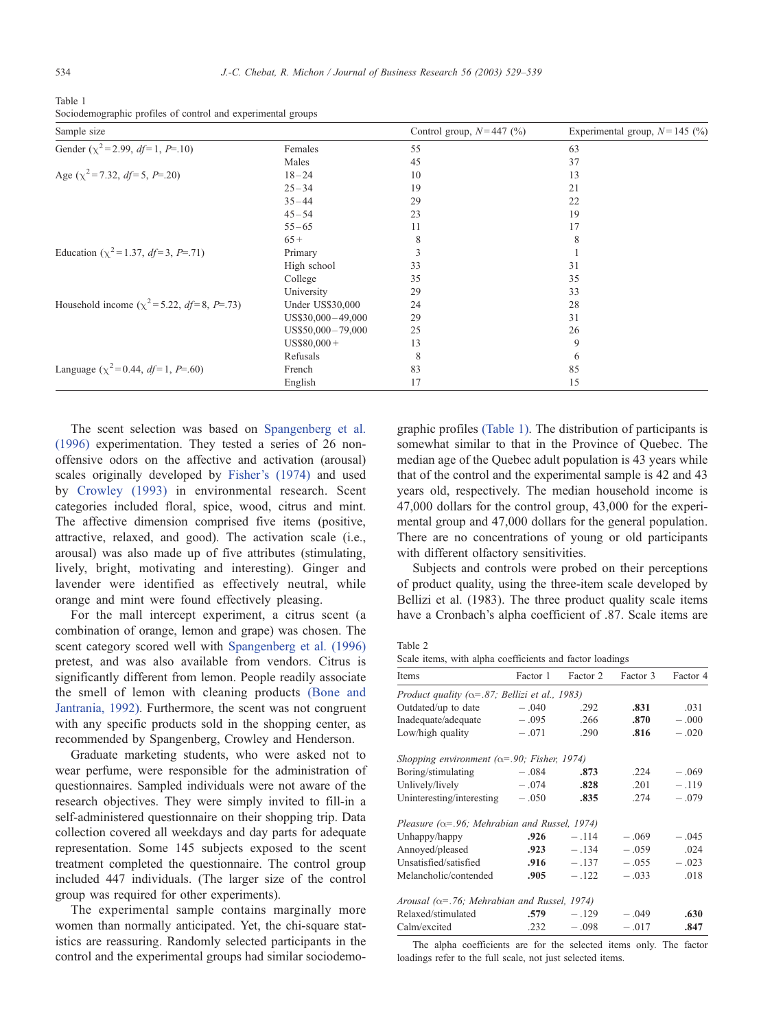Table 1
Sociodemographic profiles of control and experimental groups

| Sample size | | Control group, $N = 447$ (%) | Experimental group, $N = 145$ (%) |
|---|---|---|---|
| Gender ($\chi^2 = 2.99$, $df = 1$, $P = .10$) | Females | 55 | 63 |
| | Males | 45 | 37 |
| Age ($\chi^2 = 7.32$, $df = 5$, $P = .20$) | 18–24 | 10 | 13 |
| | 25–34 | 19 | 21 |
| | 35–44 | 29 | 22 |
| | 45–54 | 23 | 19 |
| | 55–65 | 11 | 17 |
| | 65 + | 8 | 8 |
| Education ($\chi^2 = 1.37$, $df = 3$, $P = .71$) | Primary | 3 | 1 |
| | High school | 33 | 31 |
| | College | 35 | 35 |
| | University | 29 | 33 |
| Household income ($\chi^2 = 5.22$, $df = 8$, $P = .73$) | Under US$30,000 | 24 | 28 |
| | US$30,000–49,000 | 29 | 31 |
| | US$50,000–79,000 | 25 | 26 |
| | US$80,000 + | 13 | 9 |
| | Refusals | 8 | 6 |
| Language ($\chi^2 = 0.44$, $df = 1$, $P = .60$) | French | 83 | 85 |
| | English | 17 | 15 |

The scent selection was based on Spangenberg et al. (1996) experimentation. They tested a series of 26 non-offensive odors on the affective and activation (arousal) scales originally developed by Fisher's (1974) and used by Crowley (1993) in environmental research. Scent categories included floral, spice, wood, citrus and mint. The affective dimension comprised five items (positive, attractive, relaxed, and good). The activation scale (i.e., arousal) was also made up of five attributes (stimulating, lively, bright, motivating and interesting). Ginger and lavender were identified as effectively neutral, while orange and mint were found effectively pleasing.

For the mall intercept experiment, a citrus scent (a combination of orange, lemon and grape) was chosen. The scent category scored well with Spangenberg et al. (1996) pretest, and was also available from vendors. Citrus is significantly different from lemon. People readily associate the smell of lemon with cleaning products (Bone and Jantrania, 1992). Furthermore, the scent was not congruent with any specific products sold in the shopping center, as recommended by Spangenberg, Crowley and Henderson.

Graduate marketing students, who were asked not to wear perfume, were responsible for the administration of questionnaires. Sampled individuals were not aware of the research objectives. They were simply invited to fill-in a self-administered questionnaire on their shopping trip. Data collection covered all weekdays and day parts for adequate representation. Some 145 subjects exposed to the scent treatment completed the questionnaire. The control group included 447 individuals. (The larger size of the control group was required for other experiments).

The experimental sample contains marginally more women than normally anticipated. Yet, the chi-square statistics are reassuring. Randomly selected participants in the control and the experimental groups had similar sociodemographic profiles (Table 1). The distribution of participants is somewhat similar to that in the Province of Quebec. The median age of the Quebec adult population is 43 years while that of the control and the experimental sample is 42 and 43 years old, respectively. The median household income is 47,000 dollars for the control group, 43,000 for the experimental group and 47,000 dollars for the general population. There are no concentrations of young or old participants with different olfactory sensitivities.

Subjects and controls were probed on their perceptions of product quality, using the three-item scale developed by Bellizi et al. (1983). The three product quality scale items have a Cronbach's alpha coefficient of .87. Scale items are

Table 2
Scale items, with alpha coefficients and factor loadings

| Items | Factor 1 | Factor 2 | Factor 3 | Factor 4 |
|---|---|---|---|---|
| *Product quality (α=.87; Bellizi et al., 1983)* | | | | |
| Outdated/up to date | −.040 | .292 | **.831** | .031 |
| Inadequate/adequate | −.095 | .266 | **.870** | −.000 |
| Low/high quality | −.071 | .290 | **.816** | −.020 |
| *Shopping environment (α=.90; Fisher, 1974)* | | | | |
| Boring/stimulating | −.084 | **.873** | .224 | −.069 |
| Unlively/lively | −.074 | **.828** | .201 | −.119 |
| Uninteresting/interesting | −.050 | **.835** | .274 | −.079 |
| *Pleasure (α=.96; Mehrabian and Russel, 1974)* | | | | |
| Unhappy/happy | **.926** | −.114 | −.069 | −.045 |
| Annoyed/pleased | **.923** | −.134 | −.059 | .024 |
| Unsatisfied/satisfied | **.916** | −.137 | −.055 | −.023 |
| Melancholic/contended | **.905** | −.122 | −.033 | .018 |
| *Arousal (α=.76; Mehrabian and Russel, 1974)* | | | | |
| Relaxed/stimulated | **.579** | −.129 | −.049 | **.630** |
| Calm/excited | .232 | −.098 | −.017 | **.847** |

The alpha coefficients are for the selected items only. The factor loadings refer to the full scale, not just selected items.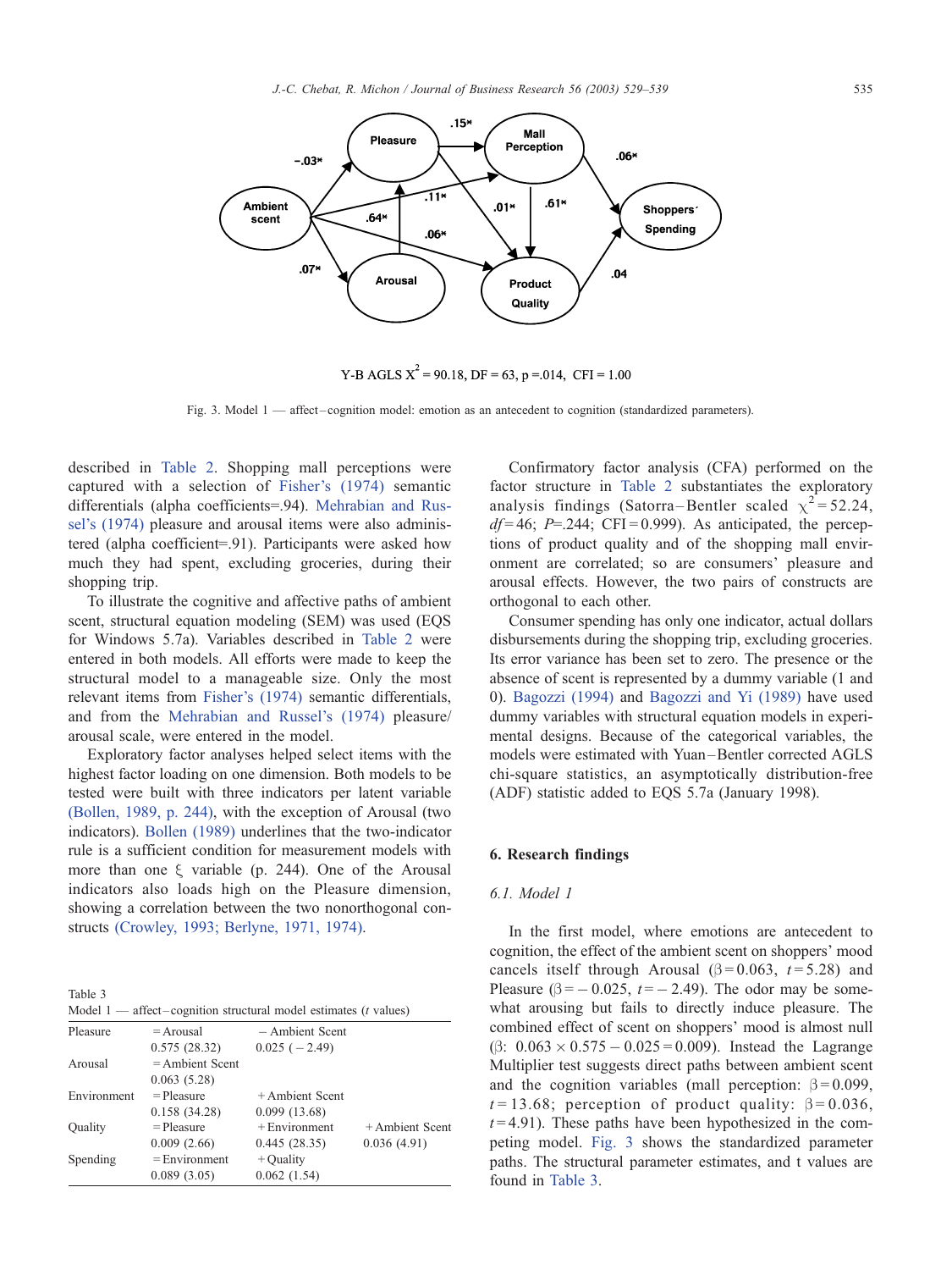Y-B AGLS $X^2$ = 90.18, DF = 63, p =.014, CFI = 1.00

Fig. 3. Model 1 — affect–cognition model: emotion as an antecedent to cognition (standardized parameters).

described in Table 2. Shopping mall perceptions were captured with a selection of Fisher's (1974) semantic differentials (alpha coefficients=.94). Mehrabian and Russel's (1974) pleasure and arousal items were also administered (alpha coefficient=.91). Participants were asked how much they had spent, excluding groceries, during their shopping trip.

To illustrate the cognitive and affective paths of ambient scent, structural equation modeling (SEM) was used (EQS for Windows 5.7a). Variables described in Table 2 were entered in both models. All efforts were made to keep the structural model to a manageable size. Only the most relevant items from Fisher's (1974) semantic differentials, and from the Mehrabian and Russel's (1974) pleasure/arousal scale, were entered in the model.

Exploratory factor analyses helped select items with the highest factor loading on one dimension. Both models to be tested were built with three indicators per latent variable (Bollen, 1989, p. 244), with the exception of Arousal (two indicators). Bollen (1989) underlines that the two-indicator rule is a sufficient condition for measurement models with more than one $\xi$ variable (p. 244). One of the Arousal indicators also loads high on the Pleasure dimension, showing a correlation between the two nonorthogonal constructs (Crowley, 1993; Berlyne, 1971, 1974).

Table 3
Model 1 — affect–cognition structural model estimates (*t* values)

| | | | |
|---|---|---|---|
| Pleasure | = Arousal | − Ambient Scent | |
| | 0.575 (28.32) | 0.025 (− 2.49) | |
| Arousal | = Ambient Scent | | |
| | 0.063 (5.28) | | |
| Environment | = Pleasure | + Ambient Scent | |
| | 0.158 (34.28) | 0.099 (13.68) | |
| Quality | = Pleasure | + Environment | + Ambient Scent |
| | 0.009 (2.66) | 0.445 (28.35) | 0.036 (4.91) |
| Spending | = Environment | + Quality | |
| | 0.089 (3.05) | 0.062 (1.54) | |

Confirmatory factor analysis (CFA) performed on the factor structure in Table 2 substantiates the exploratory analysis findings (Satorra–Bentler scaled $\chi^2 = 52.24$, $df = 46$; $P = .244$; CFI = 0.999). As anticipated, the perceptions of product quality and of the shopping mall environment are correlated; so are consumers' pleasure and arousal effects. However, the two pairs of constructs are orthogonal to each other.

Consumer spending has only one indicator, actual dollars disbursements during the shopping trip, excluding groceries. Its error variance has been set to zero. The presence or the absence of scent is represented by a dummy variable (1 and 0). Bagozzi (1994) and Bagozzi and Yi (1989) have used dummy variables with structural equation models in experimental designs. Because of the categorical variables, the models were estimated with Yuan–Bentler corrected AGLS chi-square statistics, an asymptotically distribution-free (ADF) statistic added to EQS 5.7a (January 1998).

## 6. Research findings

### 6.1. Model 1

In the first model, where emotions are antecedent to cognition, the effect of the ambient scent on shoppers' mood cancels itself through Arousal ($\beta = 0.063$, $t = 5.28$) and Pleasure ($\beta = -0.025$, $t = -2.49$). The odor may be somewhat arousing but fails to directly induce pleasure. The combined effect of scent on shoppers' mood is almost null ($\beta$: $0.063 \times 0.575 - 0.025 = 0.009$). Instead the Lagrange Multiplier test suggests direct paths between ambient scent and the cognition variables (mall perception: $\beta = 0.099$, $t = 13.68$; perception of product quality: $\beta = 0.036$, $t = 4.91$). These paths have been hypothesized in the competing model. Fig. 3 shows the standardized parameter paths. The structural parameter estimates, and t values are found in Table 3.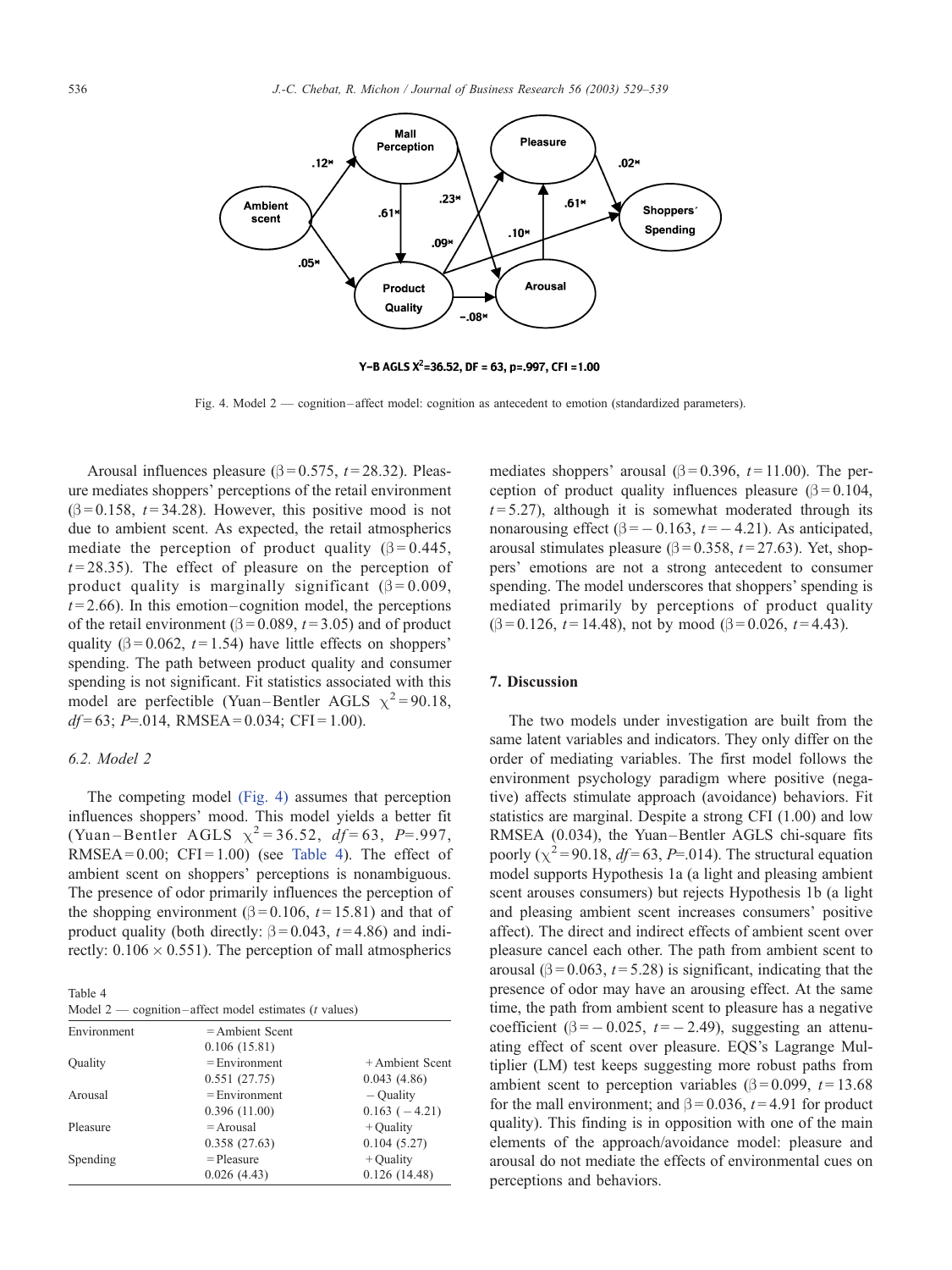Y–B AGLS $X^2$=36.52, DF = 63, p=.997, CFI =1.00

Fig. 4. Model 2 — cognition–affect model: cognition as antecedent to emotion (standardized parameters).

Arousal influences pleasure (β = 0.575, $t$ = 28.32). Pleasure mediates shoppers' perceptions of the retail environment (β = 0.158, $t$ = 34.28). However, this positive mood is not due to ambient scent. As expected, the retail atmospherics mediate the perception of product quality (β = 0.445, $t$ = 28.35). The effect of pleasure on the perception of product quality is marginally significant (β = 0.009, $t$ = 2.66). In this emotion–cognition model, the perceptions of the retail environment (β = 0.089, $t$ = 3.05) and of product quality (β = 0.062, $t$ = 1.54) have little effects on shoppers' spending. The path between product quality and consumer spending is not significant. Fit statistics associated with this model are perfectible (Yuan–Bentler AGLS $\chi^2$ = 90.18, $df$ = 63; $P$=.014, RMSEA = 0.034; CFI = 1.00).

### 6.2. Model 2

The competing model (Fig. 4) assumes that perception influences shoppers' mood. This model yields a better fit (Yuan–Bentler AGLS $\chi^2$ = 36.52, $df$ = 63, $P$=.997, RMSEA = 0.00; CFI = 1.00) (see Table 4). The effect of ambient scent on shoppers' perceptions is nonambiguous. The presence of odor primarily influences the perception of the shopping environment (β = 0.106, $t$ = 15.81) and that of product quality (both directly: β = 0.043, $t$ = 4.86) and indirectly: 0.106 × 0.551). The perception of mall atmospherics mediates shoppers' arousal (β = 0.396, $t$ = 11.00). The perception of product quality influences pleasure (β = 0.104, $t$ = 5.27), although it is somewhat moderated through its nonarousing effect (β = − 0.163, $t$ = − 4.21). As anticipated, arousal stimulates pleasure (β = 0.358, $t$ = 27.63). Yet, shoppers' emotions are not a strong antecedent to consumer spending. The model underscores that shoppers' spending is mediated primarily by perceptions of product quality (β = 0.126, $t$ = 14.48), not by mood (β = 0.026, $t$ = 4.43).

Table 4
Model 2 — cognition–affect model estimates ($t$ values)

| | | |
|---|---|---|
| Environment | = Ambient Scent | |
| | 0.106 (15.81) | |
| Quality | = Environment | + Ambient Scent |
| | 0.551 (27.75) | 0.043 (4.86) |
| Arousal | = Environment | − Quality |
| | 0.396 (11.00) | 0.163 ( − 4.21) |
| Pleasure | = Arousal | + Quality |
| | 0.358 (27.63) | 0.104 (5.27) |
| Spending | = Pleasure | + Quality |
| | 0.026 (4.43) | 0.126 (14.48) |

## 7. Discussion

The two models under investigation are built from the same latent variables and indicators. They only differ on the order of mediating variables. The first model follows the environment psychology paradigm where positive (negative) affects stimulate approach (avoidance) behaviors. Fit statistics are marginal. Despite a strong CFI (1.00) and low RMSEA (0.034), the Yuan–Bentler AGLS chi-square fits poorly ($\chi^2$ = 90.18, $df$ = 63, $P$=.014). The structural equation model supports Hypothesis 1a (a light and pleasing ambient scent arouses consumers) but rejects Hypothesis 1b (a light and pleasing ambient scent increases consumers' positive affect). The direct and indirect effects of ambient scent over pleasure cancel each other. The path from ambient scent to arousal (β = 0.063, $t$ = 5.28) is significant, indicating that the presence of odor may have an arousing effect. At the same time, the path from ambient scent to pleasure has a negative coefficient (β = − 0.025, $t$ = − 2.49), suggesting an attenuating effect of scent over pleasure. EQS's Lagrange Multiplier (LM) test keeps suggesting more robust paths from ambient scent to perception variables (β = 0.099, $t$ = 13.68 for the mall environment; and β = 0.036, $t$ = 4.91 for product quality). This finding is in opposition with one of the main elements of the approach/avoidance model: pleasure and arousal do not mediate the effects of environmental cues on perceptions and behaviors.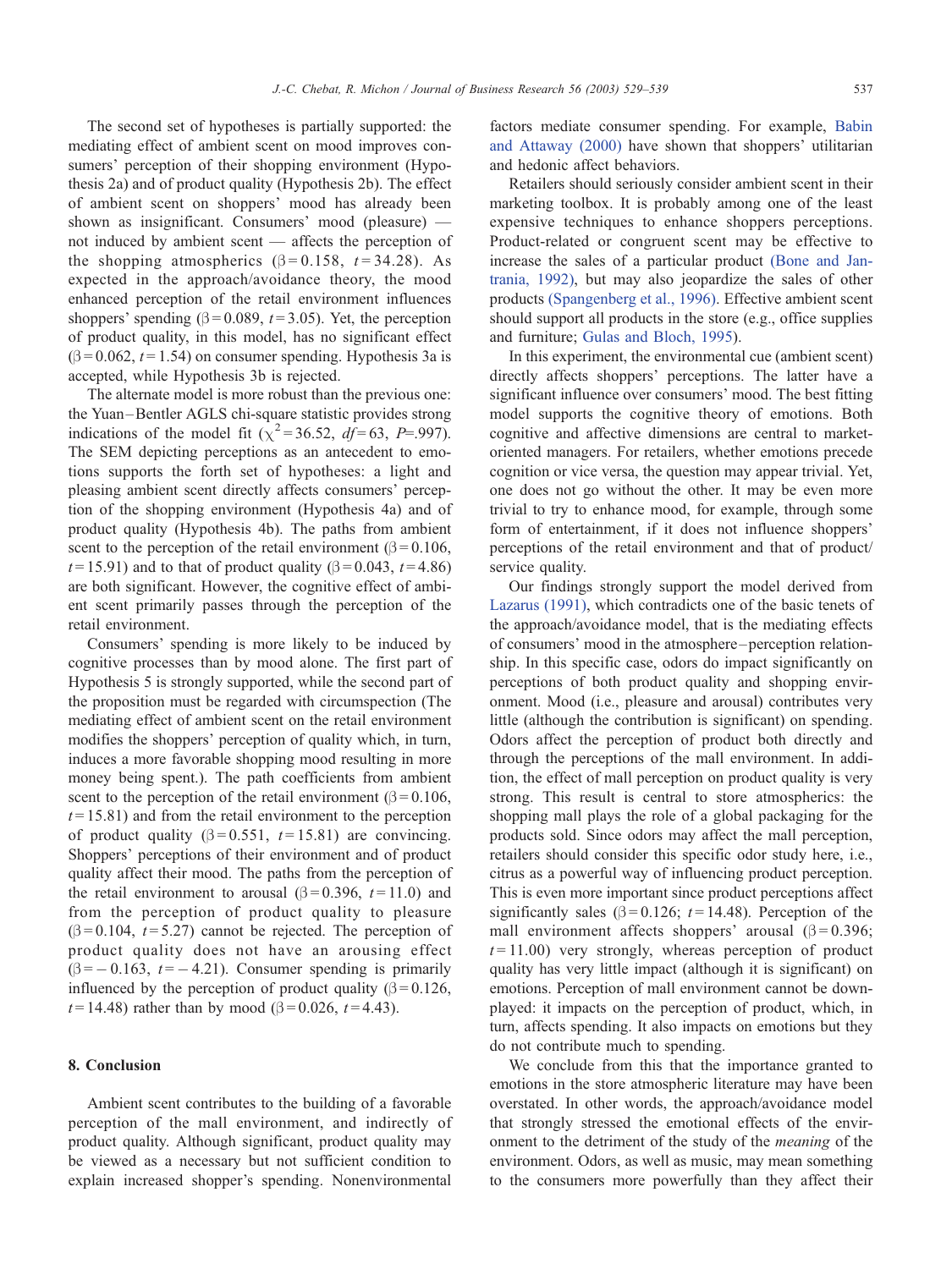The second set of hypotheses is partially supported: the mediating effect of ambient scent on mood improves consumers' perception of their shopping environment (Hypothesis 2a) and of product quality (Hypothesis 2b). The effect of ambient scent on shoppers' mood has already been shown as insignificant. Consumers' mood (pleasure) — not induced by ambient scent — affects the perception of the shopping atmospherics ($\beta = 0.158$, $t = 34.28$). As expected in the approach/avoidance theory, the mood enhanced perception of the retail environment influences shoppers' spending ($\beta = 0.089$, $t = 3.05$). Yet, the perception of product quality, in this model, has no significant effect ($\beta = 0.062$, $t = 1.54$) on consumer spending. Hypothesis 3a is accepted, while Hypothesis 3b is rejected.

The alternate model is more robust than the previous one: the Yuan–Bentler AGLS chi-square statistic provides strong indications of the model fit ($\chi^2 = 36.52$, $df = 63$, $P = .997$). The SEM depicting perceptions as an antecedent to emotions supports the forth set of hypotheses: a light and pleasing ambient scent directly affects consumers' perception of the shopping environment (Hypothesis 4a) and of product quality (Hypothesis 4b). The paths from ambient scent to the perception of the retail environment ($\beta = 0.106$, $t = 15.91$) and to that of product quality ($\beta = 0.043$, $t = 4.86$) are both significant. However, the cognitive effect of ambient scent primarily passes through the perception of the retail environment.

Consumers' spending is more likely to be induced by cognitive processes than by mood alone. The first part of Hypothesis 5 is strongly supported, while the second part of the proposition must be regarded with circumspection (The mediating effect of ambient scent on the retail environment modifies the shoppers' perception of quality which, in turn, induces a more favorable shopping mood resulting in more money being spent.). The path coefficients from ambient scent to the perception of the retail environment ($\beta = 0.106$, $t = 15.81$) and from the retail environment to the perception of product quality ($\beta = 0.551$, $t = 15.81$) are convincing. Shoppers' perceptions of their environment and of product quality affect their mood. The paths from the perception of the retail environment to arousal ($\beta = 0.396$, $t = 11.0$) and from the perception of product quality to pleasure ($\beta = 0.104$, $t = 5.27$) cannot be rejected. The perception of product quality does not have an arousing effect ($\beta = -0.163$, $t = -4.21$). Consumer spending is primarily influenced by the perception of product quality ($\beta = 0.126$, $t = 14.48$) rather than by mood ($\beta = 0.026$, $t = 4.43$).

## 8. Conclusion

Ambient scent contributes to the building of a favorable perception of the mall environment, and indirectly of product quality. Although significant, product quality may be viewed as a necessary but not sufficient condition to explain increased shopper's spending. Nonenvironmental factors mediate consumer spending. For example, Babin and Attaway (2000) have shown that shoppers' utilitarian and hedonic affect behaviors.

Retailers should seriously consider ambient scent in their marketing toolbox. It is probably among one of the least expensive techniques to enhance shoppers perceptions. Product-related or congruent scent may be effective to increase the sales of a particular product (Bone and Jantrania, 1992), but may also jeopardize the sales of other products (Spangenberg et al., 1996). Effective ambient scent should support all products in the store (e.g., office supplies and furniture; Gulas and Bloch, 1995).

In this experiment, the environmental cue (ambient scent) directly affects shoppers' perceptions. The latter have a significant influence over consumers' mood. The best fitting model supports the cognitive theory of emotions. Both cognitive and affective dimensions are central to market-oriented managers. For retailers, whether emotions precede cognition or vice versa, the question may appear trivial. Yet, one does not go without the other. It may be even more trivial to try to enhance mood, for example, through some form of entertainment, if it does not influence shoppers' perceptions of the retail environment and that of product/service quality.

Our findings strongly support the model derived from Lazarus (1991), which contradicts one of the basic tenets of the approach/avoidance model, that is the mediating effects of consumers' mood in the atmosphere–perception relationship. In this specific case, odors do impact significantly on perceptions of both product quality and shopping environment. Mood (i.e., pleasure and arousal) contributes very little (although the contribution is significant) on spending. Odors affect the perception of product both directly and through the perceptions of the mall environment. In addition, the effect of mall perception on product quality is very strong. This result is central to store atmospherics: the shopping mall plays the role of a global packaging for the products sold. Since odors may affect the mall perception, retailers should consider this specific odor study here, i.e., citrus as a powerful way of influencing product perception. This is even more important since product perceptions affect significantly sales ($\beta = 0.126$; $t = 14.48$). Perception of the mall environment affects shoppers' arousal ($\beta = 0.396$; $t = 11.00$) very strongly, whereas perception of product quality has very little impact (although it is significant) on emotions. Perception of mall environment cannot be downplayed: it impacts on the perception of product, which, in turn, affects spending. It also impacts on emotions but they do not contribute much to spending.

We conclude from this that the importance granted to emotions in the store atmospheric literature may have been overstated. In other words, the approach/avoidance model that strongly stressed the emotional effects of the environment to the detriment of the study of the *meaning* of the environment. Odors, as well as music, may mean something to the consumers more powerfully than they affect their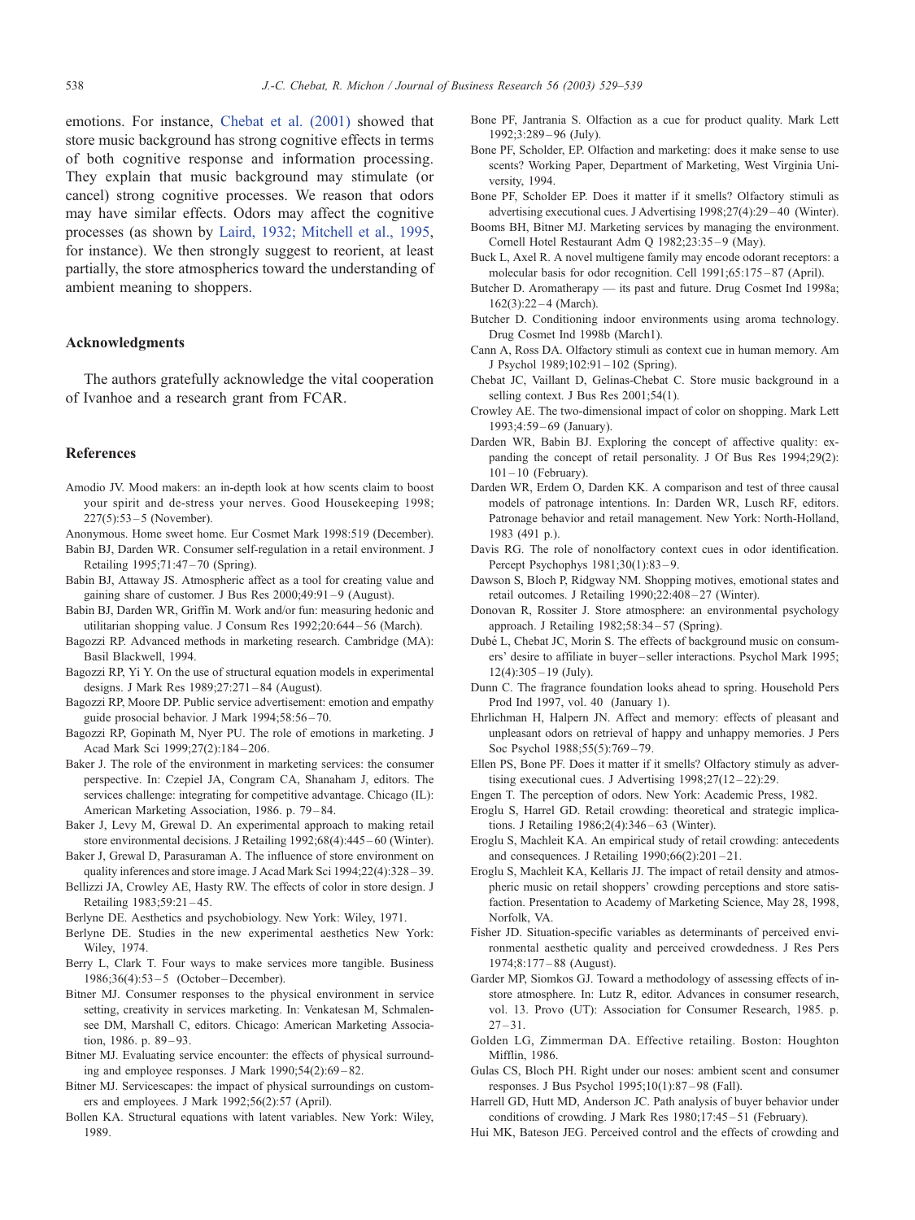emotions. For instance, Chebat et al. (2001) showed that store music background has strong cognitive effects in terms of both cognitive response and information processing. They explain that music background may stimulate (or cancel) strong cognitive processes. We reason that odors may have similar effects. Odors may affect the cognitive processes (as shown by Laird, 1932; Mitchell et al., 1995, for instance). We then strongly suggest to reorient, at least partially, the store atmospherics toward the understanding of ambient meaning to shoppers.

## Acknowledgments

The authors gratefully acknowledge the vital cooperation of Ivanhoe and a research grant from FCAR.

## References

Amodio JV. Mood makers: an in-depth look at how scents claim to boost your spirit and de-stress your nerves. Good Housekeeping 1998; 227(5):53–5 (November).

Anonymous. Home sweet home. Eur Cosmet Mark 1998:519 (December).

Babin BJ, Darden WR. Consumer self-regulation in a retail environment. J Retailing 1995;71:47–70 (Spring).

Babin BJ, Attaway JS. Atmospheric affect as a tool for creating value and gaining share of customer. J Bus Res 2000;49:91–9 (August).

Babin BJ, Darden WR, Griffin M. Work and/or fun: measuring hedonic and utilitarian shopping value. J Consum Res 1992;20:644–56 (March).

Bagozzi RP. Advanced methods in marketing research. Cambridge (MA): Basil Blackwell, 1994.

Bagozzi RP, Yi Y. On the use of structural equation models in experimental designs. J Mark Res 1989;27:271–84 (August).

Bagozzi RP, Moore DP. Public service advertisement: emotion and empathy guide prosocial behavior. J Mark 1994;58:56–70.

Bagozzi RP, Gopinath M, Nyer PU. The role of emotions in marketing. J Acad Mark Sci 1999;27(2):184–206.

Baker J. The role of the environment in marketing services: the consumer perspective. In: Czepiel JA, Congram CA, Shanaham J, editors. The services challenge: integrating for competitive advantage. Chicago (IL): American Marketing Association, 1986. p. 79–84.

Baker J, Levy M, Grewal D. An experimental approach to making retail store environmental decisions. J Retailing 1992;68(4):445–60 (Winter).

Baker J, Grewal D, Parasuraman A. The influence of store environment on quality inferences and store image. J Acad Mark Sci 1994;22(4):328–39.

Bellizzi JA, Crowley AE, Hasty RW. The effects of color in store design. J Retailing 1983;59:21–45.

Berlyne DE. Aesthetics and psychobiology. New York: Wiley, 1971.

Berlyne DE. Studies in the new experimental aesthetics New York: Wiley, 1974.

Berry L, Clark T. Four ways to make services more tangible. Business 1986;36(4):53–5 (October–December).

Bitner MJ. Consumer responses to the physical environment in service setting, creativity in services marketing. In: Venkatesan M, Schmalensee DM, Marshall C, editors. Chicago: American Marketing Association, 1986. p. 89–93.

Bitner MJ. Evaluating service encounter: the effects of physical surrounding and employee responses. J Mark 1990;54(2):69–82.

Bitner MJ. Servicescapes: the impact of physical surroundings on customers and employees. J Mark 1992;56(2):57 (April).

Bollen KA. Structural equations with latent variables. New York: Wiley, 1989.

Bone PF, Jantrania S. Olfaction as a cue for product quality. Mark Lett 1992;3:289–96 (July).

Bone PF, Scholder, EP. Olfaction and marketing: does it make sense to use scents? Working Paper, Department of Marketing, West Virginia University, 1994.

Bone PF, Scholder EP. Does it matter if it smells? Olfactory stimuli as advertising executional cues. J Advertising 1998;27(4):29–40 (Winter).

Booms BH, Bitner MJ. Marketing services by managing the environment. Cornell Hotel Restaurant Adm Q 1982;23:35–9 (May).

Buck L, Axel R. A novel multigene family may encode odorant receptors: a molecular basis for odor recognition. Cell 1991;65:175–87 (April).

Butcher D. Aromatherapy — its past and future. Drug Cosmet Ind 1998a; 162(3):22–4 (March).

Butcher D. Conditioning indoor environments using aroma technology. Drug Cosmet Ind 1998b (March1).

Cann A, Ross DA. Olfactory stimuli as context cue in human memory. Am J Psychol 1989;102:91–102 (Spring).

Chebat JC, Vaillant D, Gelinas-Chebat C. Store music background in a selling context. J Bus Res 2001;54(1).

Crowley AE. The two-dimensional impact of color on shopping. Mark Lett 1993;4:59–69 (January).

Darden WR, Babin BJ. Exploring the concept of affective quality: expanding the concept of retail personality. J Of Bus Res 1994;29(2): 101–10 (February).

Darden WR, Erdem O, Darden KK. A comparison and test of three causal models of patronage intentions. In: Darden WR, Lusch RF, editors. Patronage behavior and retail management. New York: North-Holland, 1983 (491 p.).

Davis RG. The role of nonolfactory context cues in odor identification. Percept Psychophys 1981;30(1):83–9.

Dawson S, Bloch P, Ridgway NM. Shopping motives, emotional states and retail outcomes. J Retailing 1990;22:408–27 (Winter).

Donovan R, Rossiter J. Store atmosphere: an environmental psychology approach. J Retailing 1982;58:34–57 (Spring).

Dubé L, Chebat JC, Morin S. The effects of background music on consumers' desire to affiliate in buyer–seller interactions. Psychol Mark 1995; 12(4):305–19 (July).

Dunn C. The fragrance foundation looks ahead to spring. Household Pers Prod Ind 1997, vol. 40 (January 1).

Ehrlichman H, Halpern JN. Affect and memory: effects of pleasant and unpleasant odors on retrieval of happy and unhappy memories. J Pers Soc Psychol 1988;55(5):769–79.

Ellen PS, Bone PF. Does it matter if it smells? Olfactory stimuly as advertising executional cues. J Advertising 1998;27(12–22):29.

Engen T. The perception of odors. New York: Academic Press, 1982.

Eroglu S, Harrel GD. Retail crowding: theoretical and strategic implications. J Retailing 1986;2(4):346–63 (Winter).

Eroglu S, Machleit KA. An empirical study of retail crowding: antecedents and consequences. J Retailing 1990;66(2):201–21.

Eroglu S, Machleit KA, Kellaris JJ. The impact of retail density and atmospheric music on retail shoppers' crowding perceptions and store satisfaction. Presentation to Academy of Marketing Science, May 28, 1998, Norfolk, VA.

Fisher JD. Situation-specific variables as determinants of perceived environmental aesthetic quality and perceived crowdedness. J Res Pers 1974;8:177–88 (August).

Garder MP, Siomkos GJ. Toward a methodology of assessing effects of in-store atmosphere. In: Lutz R, editor. Advances in consumer research, vol. 13. Provo (UT): Association for Consumer Research, 1985. p. 27–31.

Golden LG, Zimmerman DA. Effective retailing. Boston: Houghton Mifflin, 1986.

Gulas CS, Bloch PH. Right under our noses: ambient scent and consumer responses. J Bus Psychol 1995;10(1):87–98 (Fall).

Harrell GD, Hutt MD, Anderson JC. Path analysis of buyer behavior under conditions of crowding. J Mark Res 1980;17:45–51 (February).

Hui MK, Bateson JEG. Perceived control and the effects of crowding and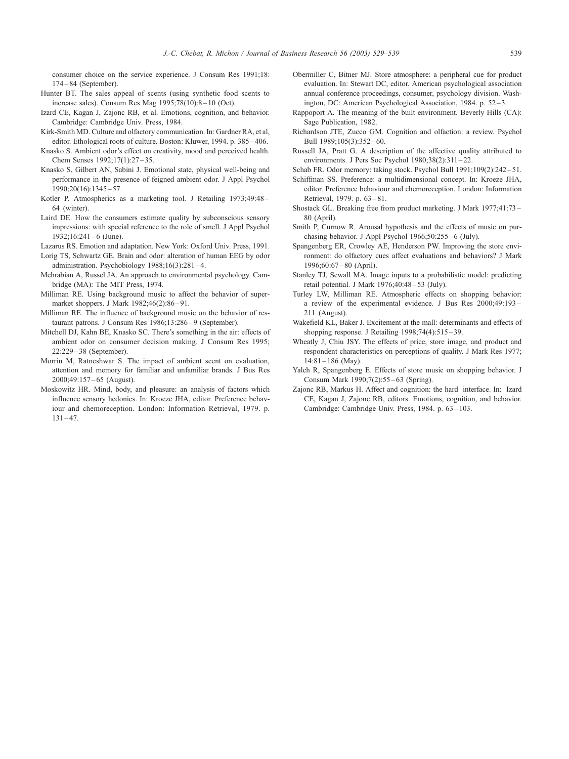consumer choice on the service experience. J Consum Res 1991;18: 174–84 (September).

Hunter BT. The sales appeal of scents (using synthetic food scents to increase sales). Consum Res Mag 1995;78(10):8–10 (Oct).

Izard CE, Kagan J, Zajonc RB, et al. Emotions, cognition, and behavior. Cambridge: Cambridge Univ. Press, 1984.

Kirk-Smith MD. Culture and olfactory communication. In: Gardner RA, et al, editor. Ethological roots of culture. Boston: Kluwer, 1994. p. 385–406.

Knasko S. Ambient odor's effect on creativity, mood and perceived health. Chem Senses 1992;17(1):27–35.

Knasko S, Gilbert AN, Sabini J. Emotional state, physical well-being and performance in the presence of feigned ambient odor. J Appl Psychol 1990;20(16):1345–57.

Kotler P. Atmospherics as a marketing tool. J Retailing 1973;49:48–64 (winter).

Laird DE. How the consumers estimate quality by subconscious sensory impressions: with special reference to the role of smell. J Appl Psychol 1932;16:241–6 (June).

Lazarus RS. Emotion and adaptation. New York: Oxford Univ. Press, 1991.

Lorig TS, Schwartz GE. Brain and odor: alteration of human EEG by odor administration. Psychobiology 1988;16(3):281–4.

Mehrabian A, Russel JA. An approach to environmental psychology. Cambridge (MA): The MIT Press, 1974.

Milliman RE. Using background music to affect the behavior of supermarket shoppers. J Mark 1982;46(2):86–91.

Milliman RE. The influence of background music on the behavior of restaurant patrons. J Consum Res 1986;13:286–9 (September).

Mitchell DJ, Kahn BE, Knasko SC. There's something in the air: effects of ambient odor on consumer decision making. J Consum Res 1995; 22:229–38 (September).

Morrin M, Ratneshwar S. The impact of ambient scent on evaluation, attention and memory for familiar and unfamiliar brands. J Bus Res 2000;49:157–65 (August).

Moskowitz HR. Mind, body, and pleasure: an analysis of factors which influence sensory hedonics. In: Kroeze JHA, editor. Preference behaviour and chemoreception. London: Information Retrieval, 1979. p. 131–47.

Obermiller C, Bitner MJ. Store atmosphere: a peripheral cue for product evaluation. In: Stewart DC, editor. American psychological association annual conference proceedings, consumer, psychology division. Washington, DC: American Psychological Association, 1984. p. 52–3.

Rappoport A. The meaning of the built environment. Beverly Hills (CA): Sage Publication, 1982.

Richardson JTE, Zucco GM. Cognition and olfaction: a review. Psychol Bull 1989;105(3):352–60.

Russell JA, Pratt G. A description of the affective quality attributed to environments. J Pers Soc Psychol 1980;38(2):311–22.

Schab FR. Odor memory: taking stock. Psychol Bull 1991;109(2):242–51.

Schiffman SS. Preference: a multidimensional concept. In: Kroeze JHA, editor. Preference behaviour and chemoreception. London: Information Retrieval, 1979. p. 63–81.

Shostack GL. Breaking free from product marketing. J Mark 1977;41:73–80 (April).

Smith P, Curnow R. Arousal hypothesis and the effects of music on purchasing behavior. J Appl Psychol 1966;50:255–6 (July).

Spangenberg ER, Crowley AE, Henderson PW. Improving the store environment: do olfactory cues affect evaluations and behaviors? J Mark 1996;60:67–80 (April).

Stanley TJ, Sewall MA. Image inputs to a probabilistic model: predicting retail potential. J Mark 1976;40:48–53 (July).

Turley LW, Milliman RE. Atmospheric effects on shopping behavior: a review of the experimental evidence. J Bus Res 2000;49:193–211 (August).

Wakefield KL, Baker J. Excitement at the mall: determinants and effects of shopping response. J Retailing 1998;74(4):515–39.

Wheatly J, Chiu JSY. The effects of price, store image, and product and respondent characteristics on perceptions of quality. J Mark Res 1977; 14:81–186 (May).

Yalch R, Spangenberg E. Effects of store music on shopping behavior. J Consum Mark 1990;7(2):55–63 (Spring).

Zajonc RB, Markus H. Affect and cognition: the hard interface. In: Izard CE, Kagan J, Zajonc RB, editors. Emotions, cognition, and behavior. Cambridge: Cambridge Univ. Press, 1984. p. 63–103.